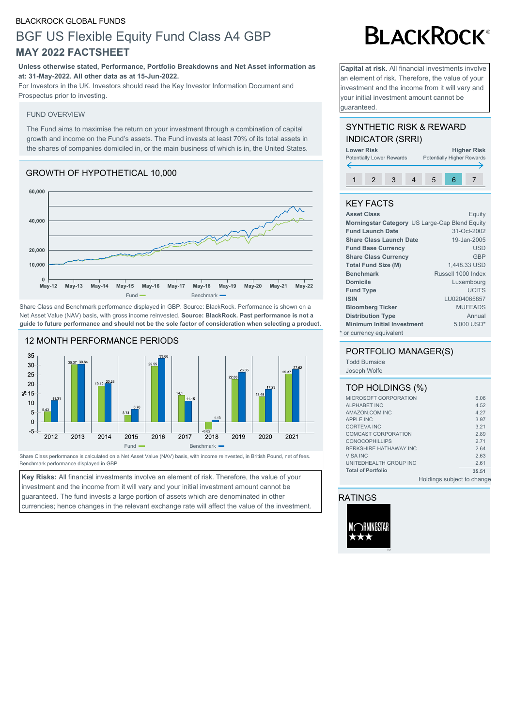BLACKROCK GLOBAL FUNDS

# BGF US Flexible Equity Fund Class A4 GBP

## MAY 2022 FACTSHEET

BLACKROCK®

**Unless otherwise stated, Performance, Portfolio Breakdowns and Net Asset information as at: 31-May-2022. All other data as at 15-Jun-2022.**

For Investors in the UK. Investors should read the Key Investor Information Document and Prospectus prior to investing.

**Capital at risk.** All financial investments involve an element of risk. Therefore, the value of your investment and the income from it will vary and your initial investment amount cannot be guaranteed.

### FUND OVERVIEW

The Fund aims to maximise the return on your investment through a combination of capital growth and income on the Fund's assets. The Fund invests at least 70% of its total assets in the shares of companies domiciled in, or the main business of which is in, the United States.

### SYNTHETIC RISK & REWARD INDICATOR (SRRI)

**Lower Risk** Potentially Lower Rewards — **Higher Risk** Potentially Higher Rewards

| 1 | 2 | 3 | 4 | 5 | **6** | 7 |
|---|---|---|---|---|---|---|

### GROWTH OF HYPOTHETICAL 10,000

Fund — Benchmark

Share Class and Benchmark performance displayed in GBP. Source: BlackRock. Performance is shown on a Net Asset Value (NAV) basis, with gross income reinvested. **Source: BlackRock. Past performance is not a guide to future performance and should not be the sole factor of consideration when selecting a product.**

### KEY FACTS

| | |
|---|---|
| **Asset Class** | Equity |
| **Morningstar Category** | US Large-Cap Blend Equity |
| **Fund Launch Date** | 31-Oct-2002 |
| **Share Class Launch Date** | 19-Jan-2005 |
| **Fund Base Currency** | USD |
| **Share Class Currency** | GBP |
| **Total Fund Size (M)** | 1,448.33 USD |
| **Benchmark** | Russell 1000 Index |
| **Domicile** | Luxembourg |
| **Fund Type** | UCITS |
| **ISIN** | LU0204065857 |
| **Bloomberg Ticker** | MUFEADS |
| **Distribution Type** | Annual |
| **Minimum Initial Investment** | 5,000 USD* |

\* or currency equivalent

### 12 MONTH PERFORMANCE PERIODS

| | 2012 | 2013 | 2014 | 2015 | 2016 | 2017 | 2018 | 2019 | 2020 | 2021 |
|---|---|---|---|---|---|---|---|---|---|---|
| Fund | 5.43 | 30.37 | 19.12 | 3.74 | 29.55 | 14.1 | -3.82 | 22.63 | 13.48 | 25.37 |
| Benchmark | 11.31 | 30.64 | 20.28 | 6.76 | 33.66 | 11.15 | 1.13 | 26.35 | 17.23 | 27.62 |

Share Class performance is calculated on a Net Asset Value (NAV) basis, with income reinvested, in British Pound, net of fees. Benchmark performance displayed in GBP.

### PORTFOLIO MANAGER(S)

Todd Burnside
Joseph Wolfe

### TOP HOLDINGS (%)

| | |
|---|---|
| MICROSOFT CORPORATION | 6.06 |
| ALPHABET INC | 4.52 |
| AMAZON.COM INC | 4.27 |
| APPLE INC | 3.97 |
| CORTEVA INC | 3.21 |
| COMCAST CORPORATION | 2.89 |
| CONOCOPHILLIPS | 2.71 |
| BERKSHIRE HATHAWAY INC | 2.64 |
| VISA INC | 2.63 |
| UNITEDHEALTH GROUP INC | 2.61 |
| **Total of Portfolio** | **35.51** |

Holdings subject to change

**Key Risks:** All financial investments involve an element of risk. Therefore, the value of your investment and the income from it will vary and your initial investment amount cannot be guaranteed. The fund invests a large portion of assets which are denominated in other currencies; hence changes in the relevant exchange rate will affect the value of the investment.

### RATINGS

MORNINGSTAR ★★★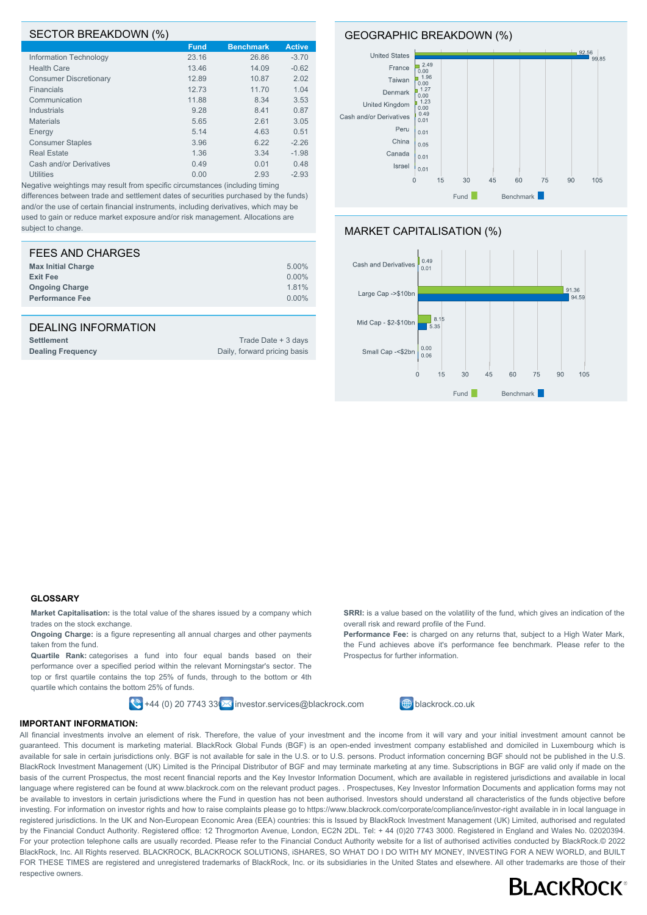## SECTOR BREAKDOWN (%)

| | Fund | Benchmark | Active |
|---|---|---|---|
| Information Technology | 23.16 | 26.86 | -3.70 |
| Health Care | 13.46 | 14.09 | -0.62 |
| Consumer Discretionary | 12.89 | 10.87 | 2.02 |
| Financials | 12.73 | 11.70 | 1.04 |
| Communication | 11.88 | 8.34 | 3.53 |
| Industrials | 9.28 | 8.41 | 0.87 |
| Materials | 5.65 | 2.61 | 3.05 |
| Energy | 5.14 | 4.63 | 0.51 |
| Consumer Staples | 3.96 | 6.22 | -2.26 |
| Real Estate | 1.36 | 3.34 | -1.98 |
| Cash and/or Derivatives | 0.49 | 0.01 | 0.48 |
| Utilities | 0.00 | 2.93 | -2.93 |

Negative weightings may result from specific circumstances (including timing differences between trade and settlement dates of securities purchased by the funds) and/or the use of certain financial instruments, including derivatives, which may be used to gain or reduce market exposure and/or risk management. Allocations are subject to change.

## GEOGRAPHIC BREAKDOWN (%)

| | Fund | Benchmark |
|---|---|---|
| United States | 92.56 | 99.85 |
| France | 2.49 | 0.00 |
| Taiwan | 1.96 | 0.00 |
| Denmark | 1.27 | 0.00 |
| United Kingdom | 1.23 | 0.00 |
| Cash and/or Derivatives | 0.49 | 0.01 |
| Peru | | 0.01 |
| China | | 0.05 |
| Canada | | 0.01 |
| Israel | | 0.01 |

## FEES AND CHARGES

| | |
|---|---|
| **Max Initial Charge** | 5.00% |
| **Exit Fee** | 0.00% |
| **Ongoing Charge** | 1.81% |
| **Performance Fee** | 0.00% |

## DEALING INFORMATION

| | |
|---|---|
| **Settlement** | Trade Date + 3 days |
| **Dealing Frequency** | Daily, forward pricing basis |

## MARKET CAPITALISATION (%)

| | Fund | Benchmark |
|---|---|---|
| Cash and Derivatives | 0.49 | 0.01 |
| Large Cap ->$10bn | 91.36 | 94.59 |
| Mid Cap - $2-$10bn | 8.15 | 5.35 |
| Small Cap -<$2bn | 0.00 | 0.06 |

### GLOSSARY

**Market Capitalisation:** is the total value of the shares issued by a company which trades on the stock exchange.

**Ongoing Charge:** is a figure representing all annual charges and other payments taken from the fund.

**Quartile Rank:** categorises a fund into four equal bands based on their performance over a specified period within the relevant Morningstar's sector. The top or first quartile contains the top 25% of funds, through to the bottom or 4th quartile which contains the bottom 25% of funds.

**SRRI:** is a value based on the volatility of the fund, which gives an indication of the overall risk and reward profile of the Fund.

**Performance Fee:** is charged on any returns that, subject to a High Water Mark, the Fund achieves above it's performance fee benchmark. Please refer to the Prospectus for further information.

+44 (0) 20 7743 3000 investor.services@blackrock.com blackrock.co.uk

### IMPORTANT INFORMATION:

All financial investments involve an element of risk. Therefore, the value of your investment and the income from it will vary and your initial investment amount cannot be guaranteed. This document is marketing material. BlackRock Global Funds (BGF) is an open-ended investment company established and domiciled in Luxembourg which is available for sale in certain jurisdictions only. BGF is not available for sale in the U.S. or to U.S. persons. Product information concerning BGF should not be published in the U.S. BlackRock Investment Management (UK) Limited is the Principal Distributor of BGF and may terminate marketing at any time. Subscriptions in BGF are valid only if made on the basis of the current Prospectus, the most recent financial reports and the Key Investor Information Document, which are available in registered jurisdictions and available in local language where registered can be found at www.blackrock.com on the relevant product pages. . Prospectuses, Key Investor Information Documents and application forms may not be available to investors in certain jurisdictions where the Fund in question has not been authorised. Investors should understand all characteristics of the funds objective before investing. For information on investor rights and how to raise complaints please go to https://www.blackrock.com/corporate/compliance/investor-right available in in local language in registered jurisdictions. In the UK and Non-European Economic Area (EEA) countries: this is Issued by BlackRock Investment Management (UK) Limited, authorised and regulated by the Financial Conduct Authority. Registered office: 12 Throgmorton Avenue, London, EC2N 2DL. Tel: + 44 (0)20 7743 3000. Registered in England and Wales No. 02020394. For your protection telephone calls are usually recorded. Please refer to the Financial Conduct Authority website for a list of authorised activities conducted by BlackRock.© 2022 BlackRock, Inc. All Rights reserved. BLACKROCK, BLACKROCK SOLUTIONS, iSHARES, SO WHAT DO I DO WITH MY MONEY, INVESTING FOR A NEW WORLD, and BUILT FOR THESE TIMES are registered and unregistered trademarks of BlackRock, Inc. or its subsidiaries in the United States and elsewhere. All other trademarks are those of their respective owners.

BLACKROCK®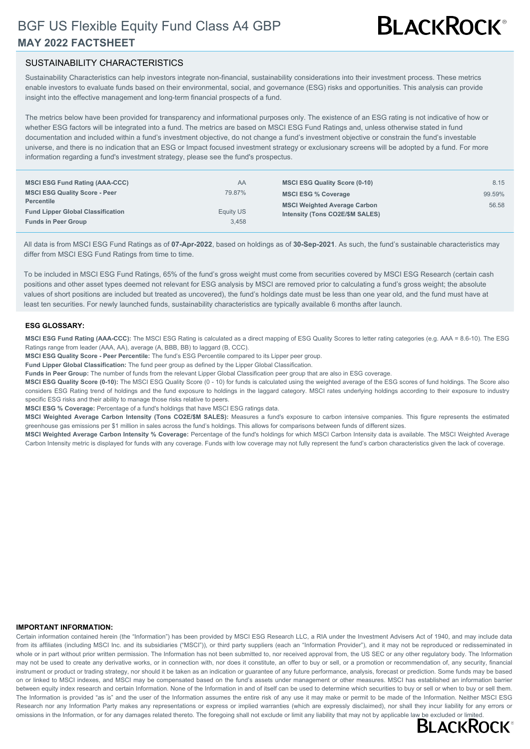## SUSTAINABILITY CHARACTERISTICS

Sustainability Characteristics can help investors integrate non-financial, sustainability considerations into their investment process. These metrics enable investors to evaluate funds based on their environmental, social, and governance (ESG) risks and opportunities. This analysis can provide insight into the effective management and long-term financial prospects of a fund.

The metrics below have been provided for transparency and informational purposes only. The existence of an ESG rating is not indicative of how or whether ESG factors will be integrated into a fund. The metrics are based on MSCI ESG Fund Ratings and, unless otherwise stated in fund documentation and included within a fund's investment objective, do not change a fund's investment objective or constrain the fund's investable universe, and there is no indication that an ESG or Impact focused investment strategy or exclusionary screens will be adopted by a fund. For more information regarding a fund's investment strategy, please see the fund's prospectus.

| | | | |
|---|---|---|---|
| **MSCI ESG Fund Rating (AAA-CCC)** | AA | **MSCI ESG Quality Score (0-10)** | 8.15 |
| **MSCI ESG Quality Score - Peer Percentile** | 79.87% | **MSCI ESG % Coverage** | 99.59% |
| **Fund Lipper Global Classification** | Equity US | **MSCI Weighted Average Carbon Intensity (Tons CO2E/$M SALES)** | 56.58 |
| **Funds in Peer Group** | 3,458 | | |

All data is from MSCI ESG Fund Ratings as of **07-Apr-2022**, based on holdings as of **30-Sep-2021**. As such, the fund's sustainable characteristics may differ from MSCI ESG Fund Ratings from time to time.

To be included in MSCI ESG Fund Ratings, 65% of the fund's gross weight must come from securities covered by MSCI ESG Research (certain cash positions and other asset types deemed not relevant for ESG analysis by MSCI are removed prior to calculating a fund's gross weight; the absolute values of short positions are included but treated as uncovered), the fund's holdings date must be less than one year old, and the fund must have at least ten securities. For newly launched funds, sustainability characteristics are typically available 6 months after launch.

### ESG GLOSSARY:

**MSCI ESG Fund Rating (AAA-CCC):** The MSCI ESG Rating is calculated as a direct mapping of ESG Quality Scores to letter rating categories (e.g. AAA = 8.6-10). The ESG Ratings range from leader (AAA, AA), average (A, BBB, BB) to laggard (B, CCC).

**MSCI ESG Quality Score - Peer Percentile:** The fund's ESG Percentile compared to its Lipper peer group.

**Fund Lipper Global Classification:** The fund peer group as defined by the Lipper Global Classification.

**Funds in Peer Group:** The number of funds from the relevant Lipper Global Classification peer group that are also in ESG coverage.

**MSCI ESG Quality Score (0-10):** The MSCI ESG Quality Score (0 - 10) for funds is calculated using the weighted average of the ESG scores of fund holdings. The Score also considers ESG Rating trend of holdings and the fund exposure to holdings in the laggard category. MSCI rates underlying holdings according to their exposure to industry specific ESG risks and their ability to manage those risks relative to peers.

**MSCI ESG % Coverage:** Percentage of a fund's holdings that have MSCI ESG ratings data.

**MSCI Weighted Average Carbon Intensity (Tons CO2E/$M SALES):** Measures a fund's exposure to carbon intensive companies. This figure represents the estimated greenhouse gas emissions per $1 million in sales across the fund's holdings. This allows for comparisons between funds of different sizes.

**MSCI Weighted Average Carbon Intensity % Coverage:** Percentage of the fund's holdings for which MSCI Carbon Intensity data is available. The MSCI Weighted Average Carbon Intensity metric is displayed for funds with any coverage. Funds with low coverage may not fully represent the fund's carbon characteristics given the lack of coverage.

### IMPORTANT INFORMATION:

Certain information contained herein (the "Information") has been provided by MSCI ESG Research LLC, a RIA under the Investment Advisers Act of 1940, and may include data from its affiliates (including MSCI Inc. and its subsidiaries ("MSCI")), or third party suppliers (each an "Information Provider"), and it may not be reproduced or redisseminated in whole or in part without prior written permission. The Information has not been submitted to, nor received approval from, the US SEC or any other regulatory body. The Information may not be used to create any derivative works, or in connection with, nor does it constitute, an offer to buy or sell, or a promotion or recommendation of, any security, financial instrument or product or trading strategy, nor should it be taken as an indication or guarantee of any future performance, analysis, forecast or prediction. Some funds may be based on or linked to MSCI indexes, and MSCI may be compensated based on the fund's assets under management or other measures. MSCI has established an information barrier between equity index research and certain Information. None of the Information in and of itself can be used to determine which securities to buy or sell or when to buy or sell them. The Information is provided "as is" and the user of the Information assumes the entire risk of any use it may make or permit to be made of the Information. Neither MSCI ESG Research nor any Information Party makes any representations or express or implied warranties (which are expressly disclaimed), nor shall they incur liability for any errors or omissions in the Information, or for any damages related thereto. The foregoing shall not exclude or limit any liability that may not by applicable law be excluded or limited.